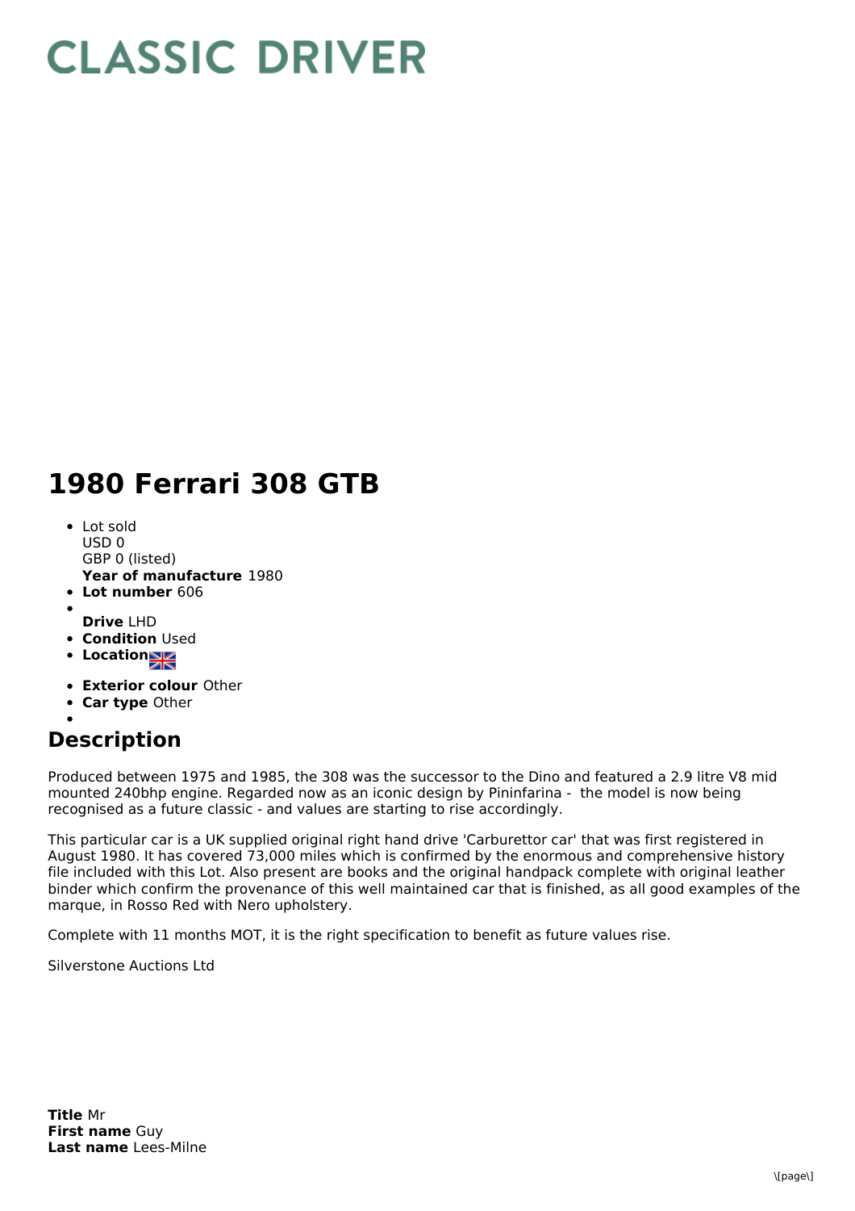# CLASSIC DRIVER

# 1980 Ferrari 308 GTB

- Lot sold
  USD 0
  GBP 0 (listed)
  **Year of manufacture** 1980
- **Lot number** 606
- 
  **Drive** LHD
- **Condition** Used
- **Location**
- **Exterior colour** Other
- **Car type** Other
- 

## Description

Produced between 1975 and 1985, the 308 was the successor to the Dino and featured a 2.9 litre V8 mid mounted 240bhp engine. Regarded now as an iconic design by Pininfarina - the model is now being recognised as a future classic - and values are starting to rise accordingly.

This particular car is a UK supplied original right hand drive 'Carburettor car' that was first registered in August 1980. It has covered 73,000 miles which is confirmed by the enormous and comprehensive history file included with this Lot. Also present are books and the original handpack complete with original leather binder which confirm the provenance of this well maintained car that is finished, as all good examples of the marque, in Rosso Red with Nero upholstery.

Complete with 11 months MOT, it is the right specification to benefit as future values rise.

Silverstone Auctions Ltd

**Title** Mr
**First name** Guy
**Last name** Lees-Milne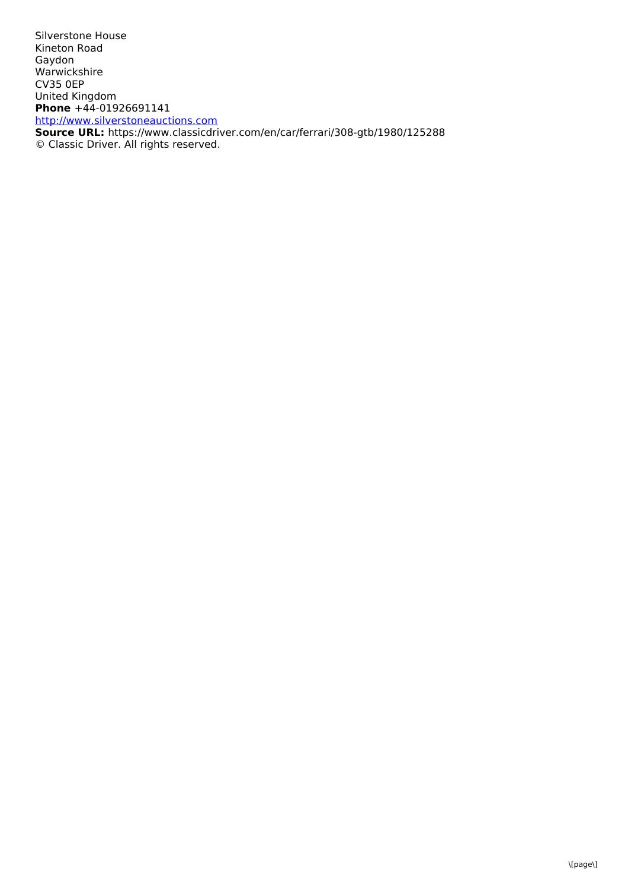Silverstone House
Kineton Road
Gaydon
Warwickshire
CV35 0EP
United Kingdom
**Phone** +44-01926691141
[http://www.silverstoneauctions.com](http://www.silverstoneauctions.com)
**Source URL:** https://www.classicdriver.com/en/car/ferrari/308-gtb/1980/125288
© Classic Driver. All rights reserved.